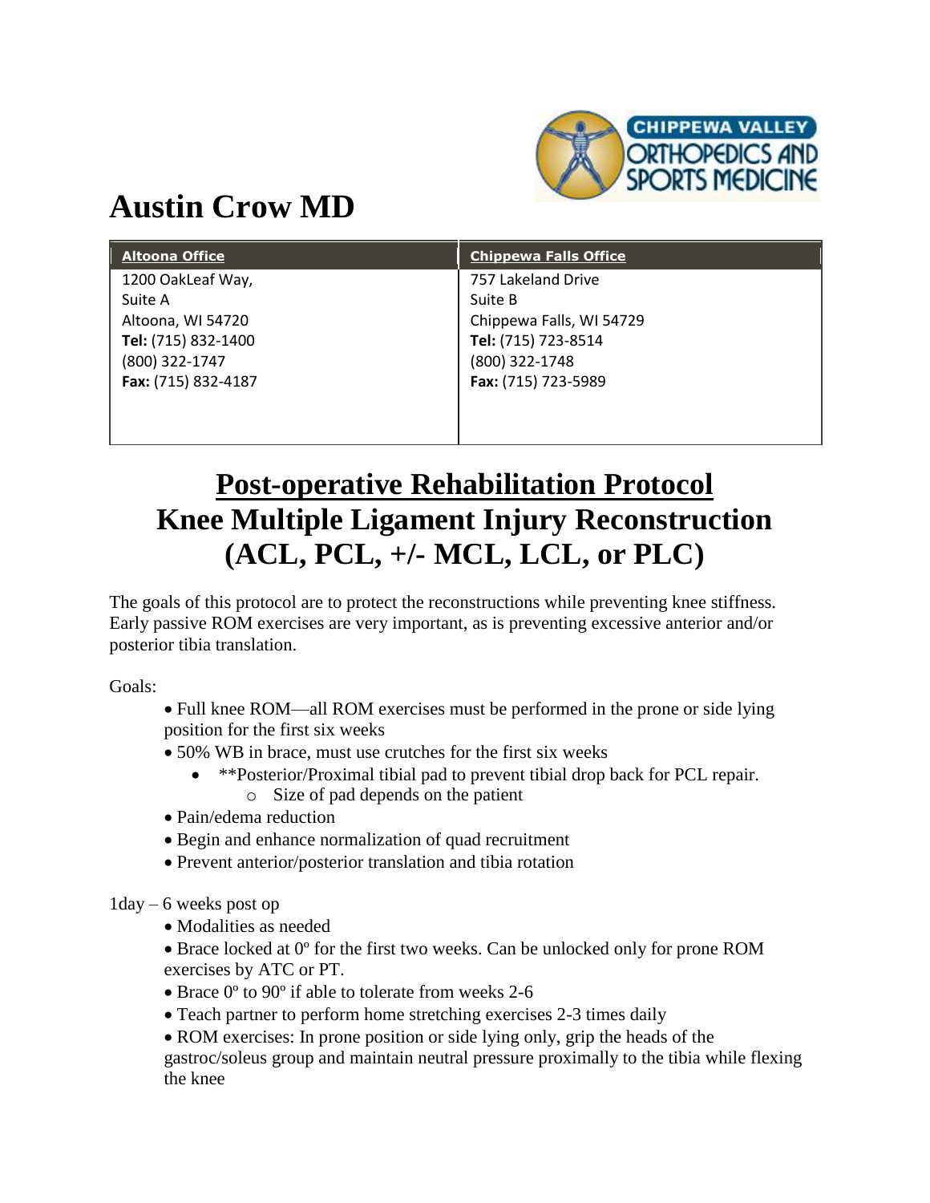# Austin Crow MD

| Altoona Office | Chippewa Falls Office |
| --- | --- |
| 1200 OakLeaf Way,<br>Suite A<br>Altoona, WI 54720<br>**Tel:** (715) 832-1400<br>(800) 322-1747<br>**Fax:** (715) 832-4187 | 757 Lakeland Drive<br>Suite B<br>Chippewa Falls, WI 54729<br>**Tel:** (715) 723-8514<br>(800) 322-1748<br>**Fax:** (715) 723-5989 |

# Post-operative Rehabilitation Protocol
## Knee Multiple Ligament Injury Reconstruction (ACL, PCL, +/- MCL, LCL, or PLC)

The goals of this protocol are to protect the reconstructions while preventing knee stiffness. Early passive ROM exercises are very important, as is preventing excessive anterior and/or posterior tibia translation.

Goals:

- Full knee ROM—all ROM exercises must be performed in the prone or side lying position for the first six weeks
- 50% WB in brace, must use crutches for the first six weeks
  - **Posterior/Proximal tibial pad to prevent tibial drop back for PCL repair.
    - Size of pad depends on the patient
- Pain/edema reduction
- Begin and enhance normalization of quad recruitment
- Prevent anterior/posterior translation and tibia rotation

1day – 6 weeks post op

- Modalities as needed
- Brace locked at 0º for the first two weeks. Can be unlocked only for prone ROM exercises by ATC or PT.
- Brace 0º to 90º if able to tolerate from weeks 2-6
- Teach partner to perform home stretching exercises 2-3 times daily
- ROM exercises: In prone position or side lying only, grip the heads of the gastroc/soleus group and maintain neutral pressure proximally to the tibia while flexing the knee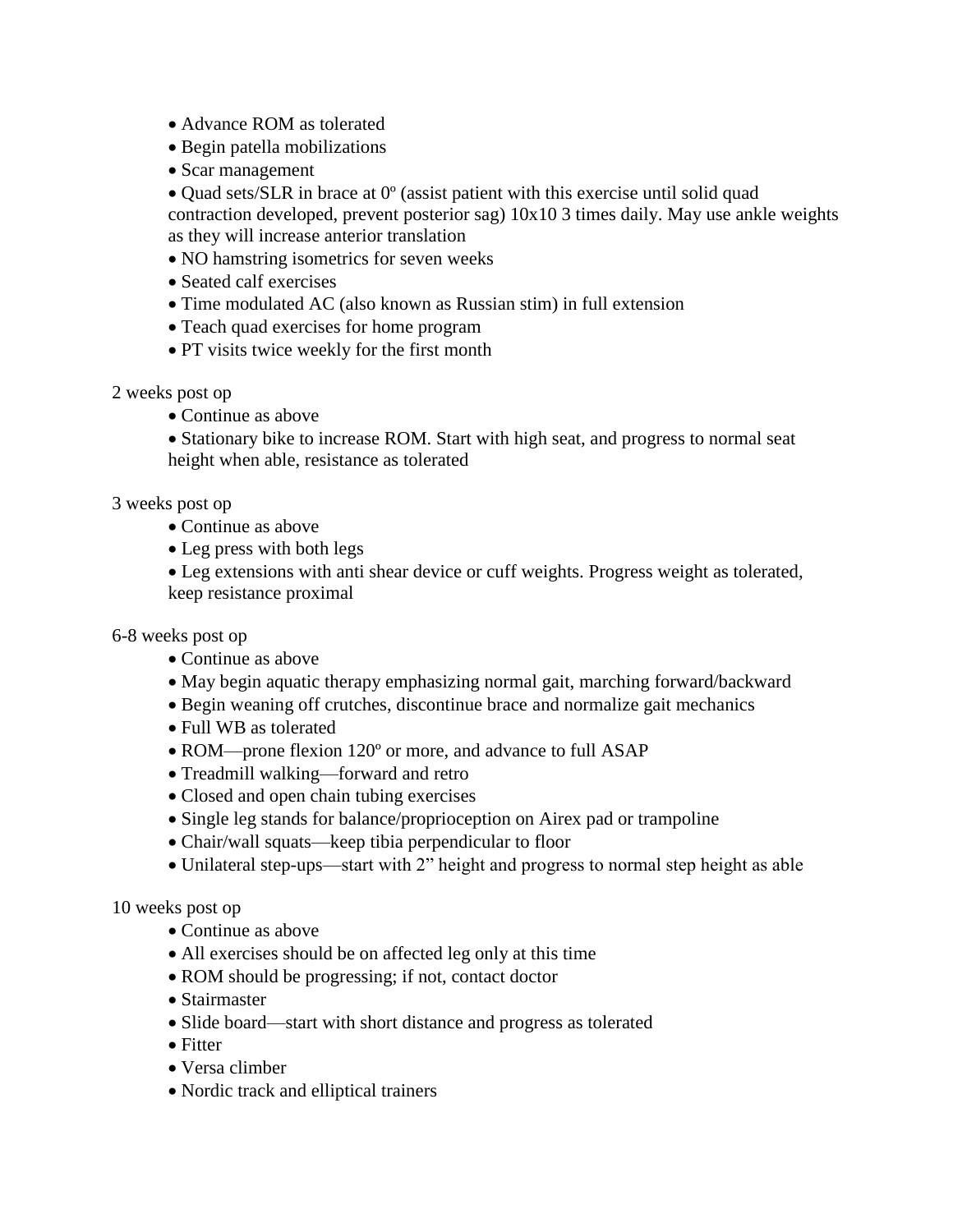- Advance ROM as tolerated
- Begin patella mobilizations
- Scar management
- Quad sets/SLR in brace at 0º (assist patient with this exercise until solid quad contraction developed, prevent posterior sag) 10x10 3 times daily. May use ankle weights as they will increase anterior translation
- NO hamstring isometrics for seven weeks
- Seated calf exercises
- Time modulated AC (also known as Russian stim) in full extension
- Teach quad exercises for home program
- PT visits twice weekly for the first month

2 weeks post op

- Continue as above
- Stationary bike to increase ROM. Start with high seat, and progress to normal seat height when able, resistance as tolerated

3 weeks post op

- Continue as above
- Leg press with both legs
- Leg extensions with anti shear device or cuff weights. Progress weight as tolerated, keep resistance proximal

6-8 weeks post op

- Continue as above
- May begin aquatic therapy emphasizing normal gait, marching forward/backward
- Begin weaning off crutches, discontinue brace and normalize gait mechanics
- Full WB as tolerated
- ROM—prone flexion 120º or more, and advance to full ASAP
- Treadmill walking—forward and retro
- Closed and open chain tubing exercises
- Single leg stands for balance/proprioception on Airex pad or trampoline
- Chair/wall squats—keep tibia perpendicular to floor
- Unilateral step-ups—start with 2" height and progress to normal step height as able

10 weeks post op

- Continue as above
- All exercises should be on affected leg only at this time
- ROM should be progressing; if not, contact doctor
- Stairmaster
- Slide board—start with short distance and progress as tolerated
- Fitter
- Versa climber
- Nordic track and elliptical trainers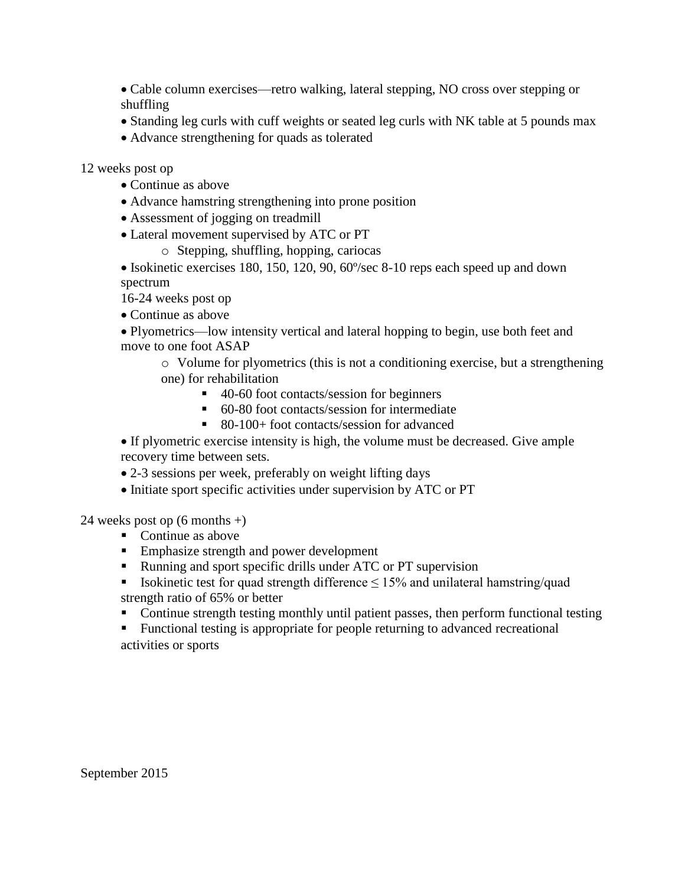- Cable column exercises—retro walking, lateral stepping, NO cross over stepping or shuffling
- Standing leg curls with cuff weights or seated leg curls with NK table at 5 pounds max
- Advance strengthening for quads as tolerated

12 weeks post op

- Continue as above
- Advance hamstring strengthening into prone position
- Assessment of jogging on treadmill
- Lateral movement supervised by ATC or PT
    - Stepping, shuffling, hopping, cariocas
- Isokinetic exercises 180, 150, 120, 90, 60º/sec 8-10 reps each speed up and down spectrum

16-24 weeks post op

- Continue as above
- Plyometrics—low intensity vertical and lateral hopping to begin, use both feet and move to one foot ASAP
    - Volume for plyometrics (this is not a conditioning exercise, but a strengthening one) for rehabilitation
        - 40-60 foot contacts/session for beginners
        - 60-80 foot contacts/session for intermediate
        - 80-100+ foot contacts/session for advanced
- If plyometric exercise intensity is high, the volume must be decreased. Give ample recovery time between sets.
- 2-3 sessions per week, preferably on weight lifting days
- Initiate sport specific activities under supervision by ATC or PT

24 weeks post op (6 months +)

- Continue as above
- Emphasize strength and power development
- Running and sport specific drills under ATC or PT supervision
- Isokinetic test for quad strength difference ≤ 15% and unilateral hamstring/quad strength ratio of 65% or better
- Continue strength testing monthly until patient passes, then perform functional testing
- Functional testing is appropriate for people returning to advanced recreational activities or sports

September 2015